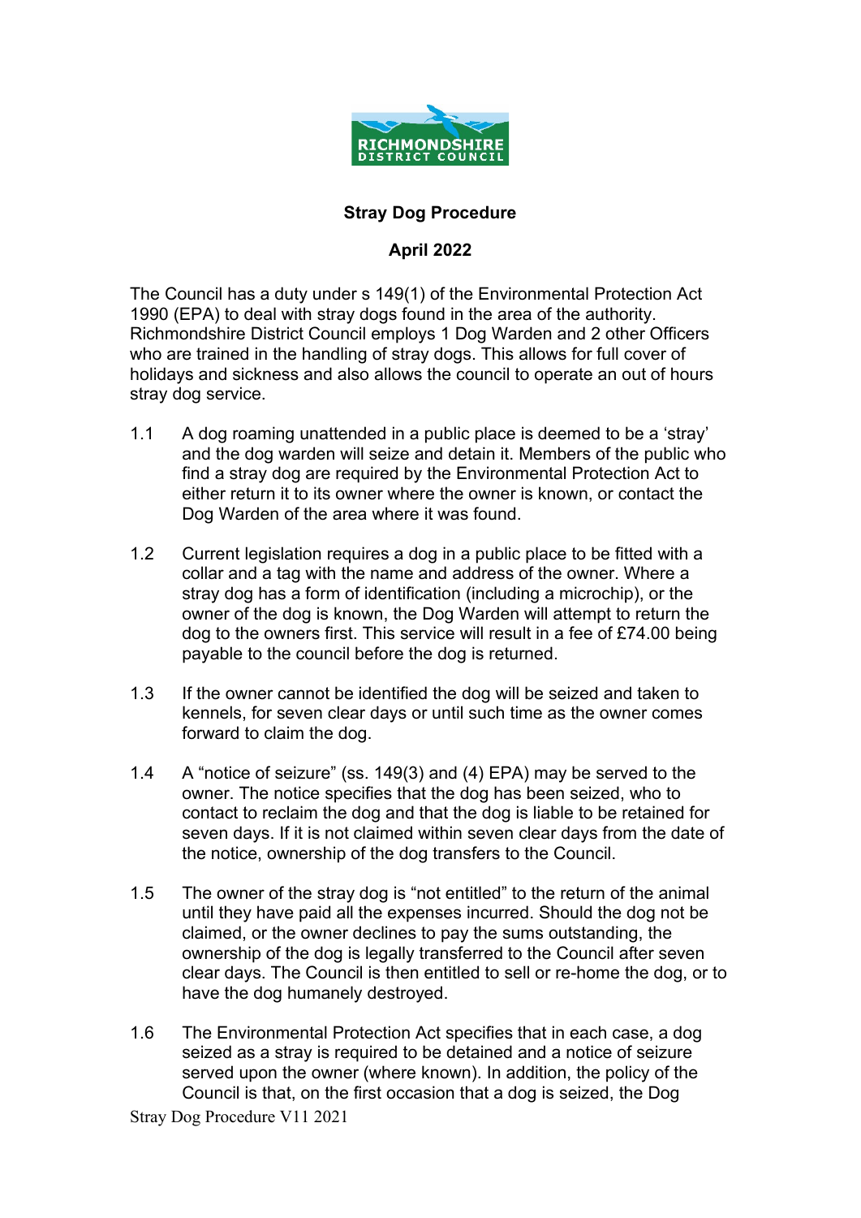RICHMONDSHIRE DISTRICT COUNCIL

# Stray Dog Procedure

## April 2022

The Council has a duty under s 149(1) of the Environmental Protection Act 1990 (EPA) to deal with stray dogs found in the area of the authority. Richmondshire District Council employs 1 Dog Warden and 2 other Officers who are trained in the handling of stray dogs. This allows for full cover of holidays and sickness and also allows the council to operate an out of hours stray dog service.

1.1 A dog roaming unattended in a public place is deemed to be a 'stray' and the dog warden will seize and detain it. Members of the public who find a stray dog are required by the Environmental Protection Act to either return it to its owner where the owner is known, or contact the Dog Warden of the area where it was found.

1.2 Current legislation requires a dog in a public place to be fitted with a collar and a tag with the name and address of the owner. Where a stray dog has a form of identification (including a microchip), or the owner of the dog is known, the Dog Warden will attempt to return the dog to the owners first. This service will result in a fee of £74.00 being payable to the council before the dog is returned.

1.3 If the owner cannot be identified the dog will be seized and taken to kennels, for seven clear days or until such time as the owner comes forward to claim the dog.

1.4 A "notice of seizure" (ss. 149(3) and (4) EPA) may be served to the owner. The notice specifies that the dog has been seized, who to contact to reclaim the dog and that the dog is liable to be retained for seven days. If it is not claimed within seven clear days from the date of the notice, ownership of the dog transfers to the Council.

1.5 The owner of the stray dog is "not entitled" to the return of the animal until they have paid all the expenses incurred. Should the dog not be claimed, or the owner declines to pay the sums outstanding, the ownership of the dog is legally transferred to the Council after seven clear days. The Council is then entitled to sell or re-home the dog, or to have the dog humanely destroyed.

1.6 The Environmental Protection Act specifies that in each case, a dog seized as a stray is required to be detained and a notice of seizure served upon the owner (where known). In addition, the policy of the Council is that, on the first occasion that a dog is seized, the Dog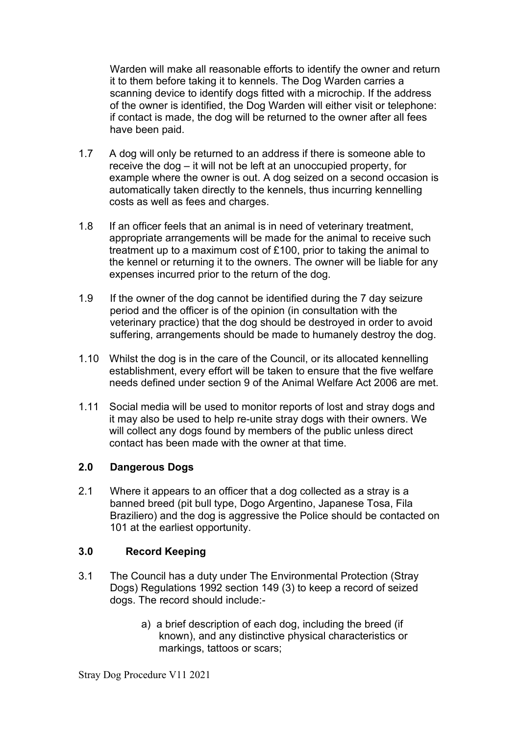Warden will make all reasonable efforts to identify the owner and return it to them before taking it to kennels. The Dog Warden carries a scanning device to identify dogs fitted with a microchip. If the address of the owner is identified, the Dog Warden will either visit or telephone: if contact is made, the dog will be returned to the owner after all fees have been paid.

1.7 A dog will only be returned to an address if there is someone able to receive the dog – it will not be left at an unoccupied property, for example where the owner is out. A dog seized on a second occasion is automatically taken directly to the kennels, thus incurring kennelling costs as well as fees and charges.

1.8 If an officer feels that an animal is in need of veterinary treatment, appropriate arrangements will be made for the animal to receive such treatment up to a maximum cost of £100, prior to taking the animal to the kennel or returning it to the owners. The owner will be liable for any expenses incurred prior to the return of the dog.

1.9 If the owner of the dog cannot be identified during the 7 day seizure period and the officer is of the opinion (in consultation with the veterinary practice) that the dog should be destroyed in order to avoid suffering, arrangements should be made to humanely destroy the dog.

1.10 Whilst the dog is in the care of the Council, or its allocated kennelling establishment, every effort will be taken to ensure that the five welfare needs defined under section 9 of the Animal Welfare Act 2006 are met.

1.11 Social media will be used to monitor reports of lost and stray dogs and it may also be used to help re-unite stray dogs with their owners. We will collect any dogs found by members of the public unless direct contact has been made with the owner at that time.

## 2.0 Dangerous Dogs

2.1 Where it appears to an officer that a dog collected as a stray is a banned breed (pit bull type, Dogo Argentino, Japanese Tosa, Fila Braziliero) and the dog is aggressive the Police should be contacted on 101 at the earliest opportunity.

## 3.0 Record Keeping

3.1 The Council has a duty under The Environmental Protection (Stray Dogs) Regulations 1992 section 149 (3) to keep a record of seized dogs. The record should include:-

a) a brief description of each dog, including the breed (if known), and any distinctive physical characteristics or markings, tattoos or scars;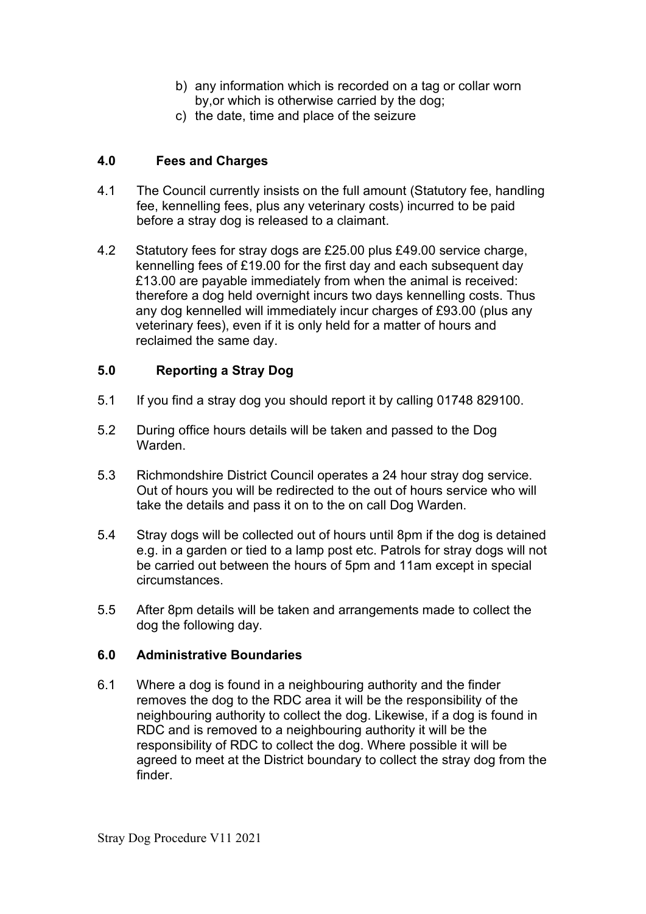b) any information which is recorded on a tag or collar worn by,or which is otherwise carried by the dog;
c) the date, time and place of the seizure

## 4.0 Fees and Charges

4.1 The Council currently insists on the full amount (Statutory fee, handling fee, kennelling fees, plus any veterinary costs) incurred to be paid before a stray dog is released to a claimant.

4.2 Statutory fees for stray dogs are £25.00 plus £49.00 service charge, kennelling fees of £19.00 for the first day and each subsequent day £13.00 are payable immediately from when the animal is received: therefore a dog held overnight incurs two days kennelling costs. Thus any dog kennelled will immediately incur charges of £93.00 (plus any veterinary fees), even if it is only held for a matter of hours and reclaimed the same day.

## 5.0 Reporting a Stray Dog

5.1 If you find a stray dog you should report it by calling 01748 829100.

5.2 During office hours details will be taken and passed to the Dog Warden.

5.3 Richmondshire District Council operates a 24 hour stray dog service. Out of hours you will be redirected to the out of hours service who will take the details and pass it on to the on call Dog Warden.

5.4 Stray dogs will be collected out of hours until 8pm if the dog is detained e.g. in a garden or tied to a lamp post etc. Patrols for stray dogs will not be carried out between the hours of 5pm and 11am except in special circumstances.

5.5 After 8pm details will be taken and arrangements made to collect the dog the following day.

## 6.0 Administrative Boundaries

6.1 Where a dog is found in a neighbouring authority and the finder removes the dog to the RDC area it will be the responsibility of the neighbouring authority to collect the dog. Likewise, if a dog is found in RDC and is removed to a neighbouring authority it will be the responsibility of RDC to collect the dog. Where possible it will be agreed to meet at the District boundary to collect the stray dog from the finder.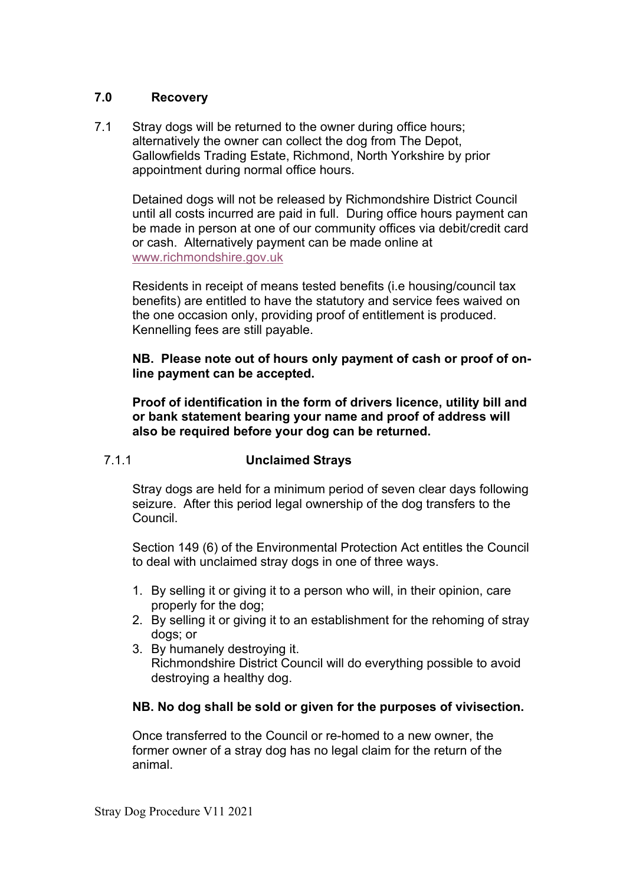## 7.0 Recovery

7.1 Stray dogs will be returned to the owner during office hours; alternatively the owner can collect the dog from The Depot, Gallowfields Trading Estate, Richmond, North Yorkshire by prior appointment during normal office hours.

Detained dogs will not be released by Richmondshire District Council until all costs incurred are paid in full. During office hours payment can be made in person at one of our community offices via debit/credit card or cash. Alternatively payment can be made online at www.richmondshire.gov.uk

Residents in receipt of means tested benefits (i.e housing/council tax benefits) are entitled to have the statutory and service fees waived on the one occasion only, providing proof of entitlement is produced. Kennelling fees are still payable.

**NB. Please note out of hours only payment of cash or proof of on-line payment can be accepted.**

**Proof of identification in the form of drivers licence, utility bill and or bank statement bearing your name and proof of address will also be required before your dog can be returned.**

### 7.1.1 Unclaimed Strays

Stray dogs are held for a minimum period of seven clear days following seizure. After this period legal ownership of the dog transfers to the Council.

Section 149 (6) of the Environmental Protection Act entitles the Council to deal with unclaimed stray dogs in one of three ways.

1. By selling it or giving it to a person who will, in their opinion, care properly for the dog;
2. By selling it or giving it to an establishment for the rehoming of stray dogs; or
3. By humanely destroying it.
   Richmondshire District Council will do everything possible to avoid destroying a healthy dog.

**NB. No dog shall be sold or given for the purposes of vivisection.**

Once transferred to the Council or re-homed to a new owner, the former owner of a stray dog has no legal claim for the return of the animal.